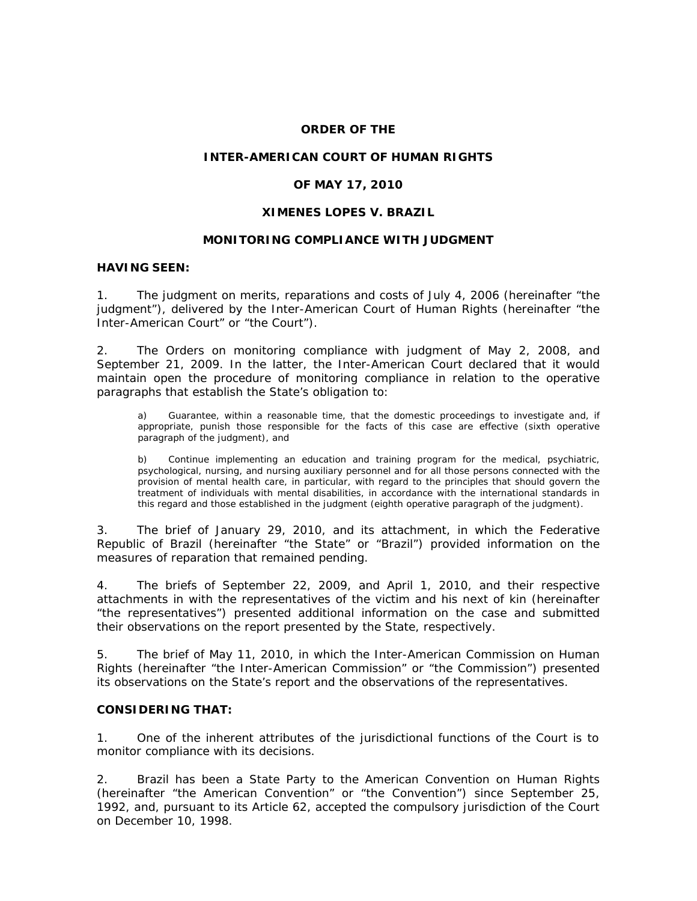**ORDER OF THE**

**INTER-AMERICAN COURT OF HUMAN RIGHTS**

**OF MAY 17, 2010**

**XIMENES LOPES V. BRAZIL**

**MONITORING COMPLIANCE WITH JUDGMENT**

**HAVING SEEN:**

1. The judgment on merits, reparations and costs of July 4, 2006 (hereinafter "the judgment"), delivered by the Inter-American Court of Human Rights (hereinafter "the Inter-American Court" or "the Court").

2. The Orders on monitoring compliance with judgment of May 2, 2008, and September 21, 2009. In the latter, the Inter-American Court declared that it would maintain open the procedure of monitoring compliance in relation to the operative paragraphs that establish the State's obligation to:

> a) Guarantee, within a reasonable time, that the domestic proceedings to investigate and, if appropriate, punish those responsible for the facts of this case are effective (sixth operative paragraph of the judgment), and
>
> b) Continue implementing an education and training program for the medical, psychiatric, psychological, nursing, and nursing auxiliary personnel and for all those persons connected with the provision of mental health care, in particular, with regard to the principles that should govern the treatment of individuals with mental disabilities, in accordance with the international standards in this regard and those established in the judgment (eighth operative paragraph of the judgment).

3. The brief of January 29, 2010, and its attachment, in which the Federative Republic of Brazil (hereinafter "the State" or "Brazil") provided information on the measures of reparation that remained pending.

4. The briefs of September 22, 2009, and April 1, 2010, and their respective attachments in with the representatives of the victim and his next of kin (hereinafter "the representatives") presented additional information on the case and submitted their observations on the report presented by the State, respectively.

5. The brief of May 11, 2010, in which the Inter-American Commission on Human Rights (hereinafter "the Inter-American Commission" or "the Commission") presented its observations on the State's report and the observations of the representatives.

**CONSIDERING THAT:**

1. One of the inherent attributes of the jurisdictional functions of the Court is to monitor compliance with its decisions.

2. Brazil has been a State Party to the American Convention on Human Rights (hereinafter "the American Convention" or "the Convention") since September 25, 1992, and, pursuant to its Article 62, accepted the compulsory jurisdiction of the Court on December 10, 1998.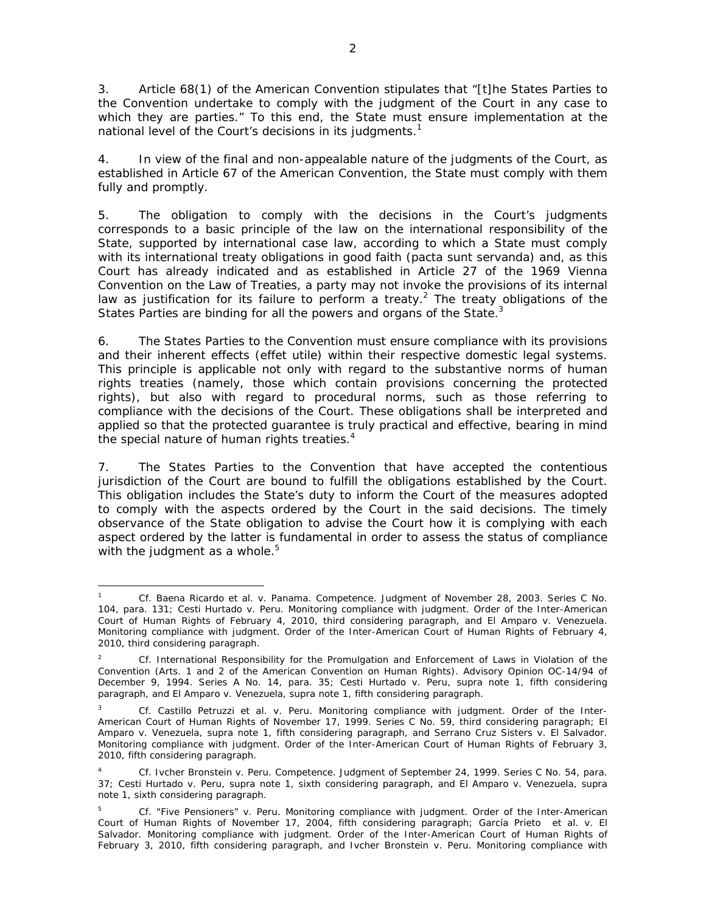3. Article 68(1) of the American Convention stipulates that "[t]he States Parties to the Convention undertake to comply with the judgment of the Court in any case to which they are parties." To this end, the State must ensure implementation at the national level of the Court's decisions in its judgments.[1]

4. In view of the final and non-appealable nature of the judgments of the Court, as established in Article 67 of the American Convention, the State must comply with them fully and promptly.

5. The obligation to comply with the decisions in the Court's judgments corresponds to a basic principle of the law on the international responsibility of the State, supported by international case law, according to which a State must comply with its international treaty obligations in good faith (*pacta sunt servanda*) and, as this Court has already indicated and as established in Article 27 of the 1969 Vienna Convention on the Law of Treaties, a party may not invoke the provisions of its internal law as justification for its failure to perform a treaty.[2] The treaty obligations of the States Parties are binding for all the powers and organs of the State.[3]

6. The States Parties to the Convention must ensure compliance with its provisions and their inherent effects (*effet utile*) within their respective domestic legal systems. This principle is applicable not only with regard to the substantive norms of human rights treaties (namely, those which contain provisions concerning the protected rights), but also with regard to procedural norms, such as those referring to compliance with the decisions of the Court. These obligations shall be interpreted and applied so that the protected guarantee is truly practical and effective, bearing in mind the special nature of human rights treaties.[4]

7. The States Parties to the Convention that have accepted the contentious jurisdiction of the Court are bound to fulfill the obligations established by the Court. This obligation includes the State's duty to inform the Court of the measures adopted to comply with the aspects ordered by the Court in the said decisions. The timely observance of the State obligation to advise the Court how it is complying with each aspect ordered by the latter is fundamental in order to assess the status of compliance with the judgment as a whole.[5]

---

[1] *Cf. Baena Ricardo et al. v. Panama. Competence.* Judgment of November 28, 2003. Series C No. 104, para. 131; *Cesti Hurtado v. Peru. Monitoring compliance with judgment.* Order of the Inter-American Court of Human Rights of February 4, 2010, third considering paragraph, and *El Amparo v. Venezuela. Monitoring compliance with judgment.* Order of the Inter-American Court of Human Rights of February 4, 2010, third considering paragraph.

[2] *Cf. International Responsibility for the Promulgation and Enforcement of Laws in Violation of the Convention (Arts. 1 and 2 of the American Convention on Human Rights).* Advisory Opinion OC-14/94 of December 9, 1994. Series A No. 14, para. 35; *Cesti Hurtado v. Peru, supra* note 1, fifth considering paragraph, and *El Amparo v. Venezuela, supra* note 1, fifth considering paragraph.

[3] *Cf. Castillo Petruzzi et al. v. Peru. Monitoring compliance with judgment.* Order of the Inter-American Court of Human Rights of November 17, 1999. Series C No. 59, third considering paragraph; *El Amparo v. Venezuela, supra* note 1, fifth considering paragraph, and *Serrano Cruz Sisters v. El Salvador. Monitoring compliance with judgment.* Order of the Inter-American Court of Human Rights of February 3, 2010, fifth considering paragraph.

[4] *Cf. Ivcher Bronstein v. Peru. Competence.* Judgment of September 24, 1999. Series C No. 54, para. 37; *Cesti Hurtado v. Peru, supra* note 1, sixth considering paragraph, and *El Amparo v. Venezuela, supra* note 1, sixth considering paragraph.

[5] *Cf. "Five Pensioners" v. Peru. Monitoring compliance with judgment.* Order of the Inter-American Court of Human Rights of November 17, 2004, fifth considering paragraph; *García Prieto et al. v. El Salvador. Monitoring compliance with judgment.* Order of the Inter-American Court of Human Rights of February 3, 2010, fifth considering paragraph, and *Ivcher Bronstein v. Peru. Monitoring compliance with*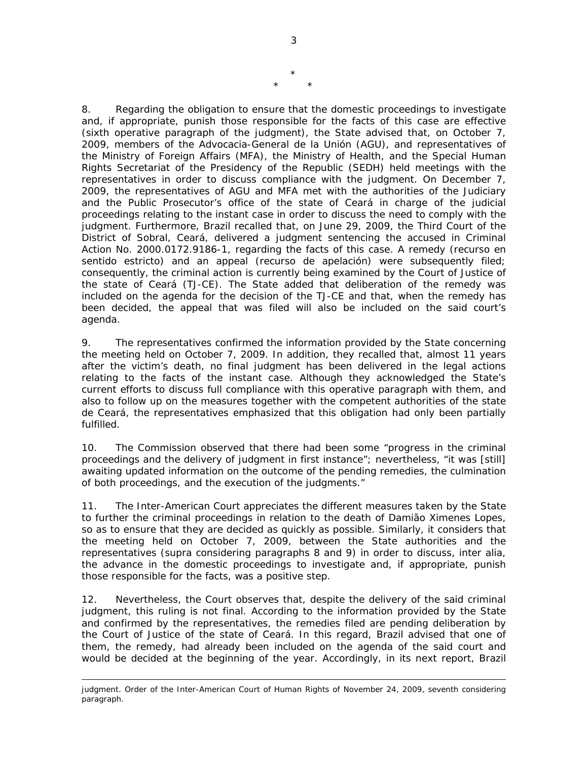\*
\* \*

8. Regarding the obligation to ensure that the domestic proceedings to investigate and, if appropriate, punish those responsible for the facts of this case are effective (sixth operative paragraph of the judgment), the State advised that, on October 7, 2009, members of the Advocacia-General de la Unión (AGU), and representatives of the Ministry of Foreign Affairs (MFA), the Ministry of Health, and the Special Human Rights Secretariat of the Presidency of the Republic (SEDH) held meetings with the representatives in order to discuss compliance with the judgment. On December 7, 2009, the representatives of AGU and MFA met with the authorities of the Judiciary and the Public Prosecutor's office of the state of Ceará in charge of the judicial proceedings relating to the instant case in order to discuss the need to comply with the judgment. Furthermore, Brazil recalled that, on June 29, 2009, the Third Court of the District of Sobral, Ceará, delivered a judgment sentencing the accused in Criminal Action No. 2000.0172.9186-1, regarding the facts of this case. A remedy (*recurso en sentido estricto*) and an appeal (*recurso de apelación*) were subsequently filed; consequently, the criminal action is currently being examined by the Court of Justice of the state of Ceará (TJ-CE). The State added that deliberation of the remedy was included on the agenda for the decision of the TJ-CE and that, when the remedy has been decided, the appeal that was filed will also be included on the said court's agenda.

9. The representatives confirmed the information provided by the State concerning the meeting held on October 7, 2009. In addition, they recalled that, almost 11 years after the victim's death, no final judgment has been delivered in the legal actions relating to the facts of the instant case. Although they acknowledged the State's current efforts to discuss full compliance with this operative paragraph with them, and also to follow up on the measures together with the competent authorities of the state de Ceará, the representatives emphasized that this obligation had only been partially fulfilled.

10. The Commission observed that there had been some "progress in the criminal proceedings and the delivery of judgment in first instance"; nevertheless, "it was [still] awaiting updated information on the outcome of the pending remedies, the culmination of both proceedings, and the execution of the judgments."

11. The Inter-American Court appreciates the different measures taken by the State to further the criminal proceedings in relation to the death of Damião Ximenes Lopes, so as to ensure that they are decided as quickly as possible. Similarly, it considers that the meeting held on October 7, 2009, between the State authorities and the representatives (*supra* considering paragraphs 8 and 9) in order to discuss, *inter alia*, the advance in the domestic proceedings to investigate and, if appropriate, punish those responsible for the facts, was a positive step.

12. Nevertheless, the Court observes that, despite the delivery of the said criminal judgment, this ruling is not final. According to the information provided by the State and confirmed by the representatives, the remedies filed are pending deliberation by the Court of Justice of the state of Ceará. In this regard, Brazil advised that one of them, the remedy, had already been included on the agenda of the said court and would be decided at the beginning of the year. Accordingly, in its next report, Brazil

---

judgment. Order of the Inter-American Court of Human Rights of November 24, 2009, seventh considering paragraph.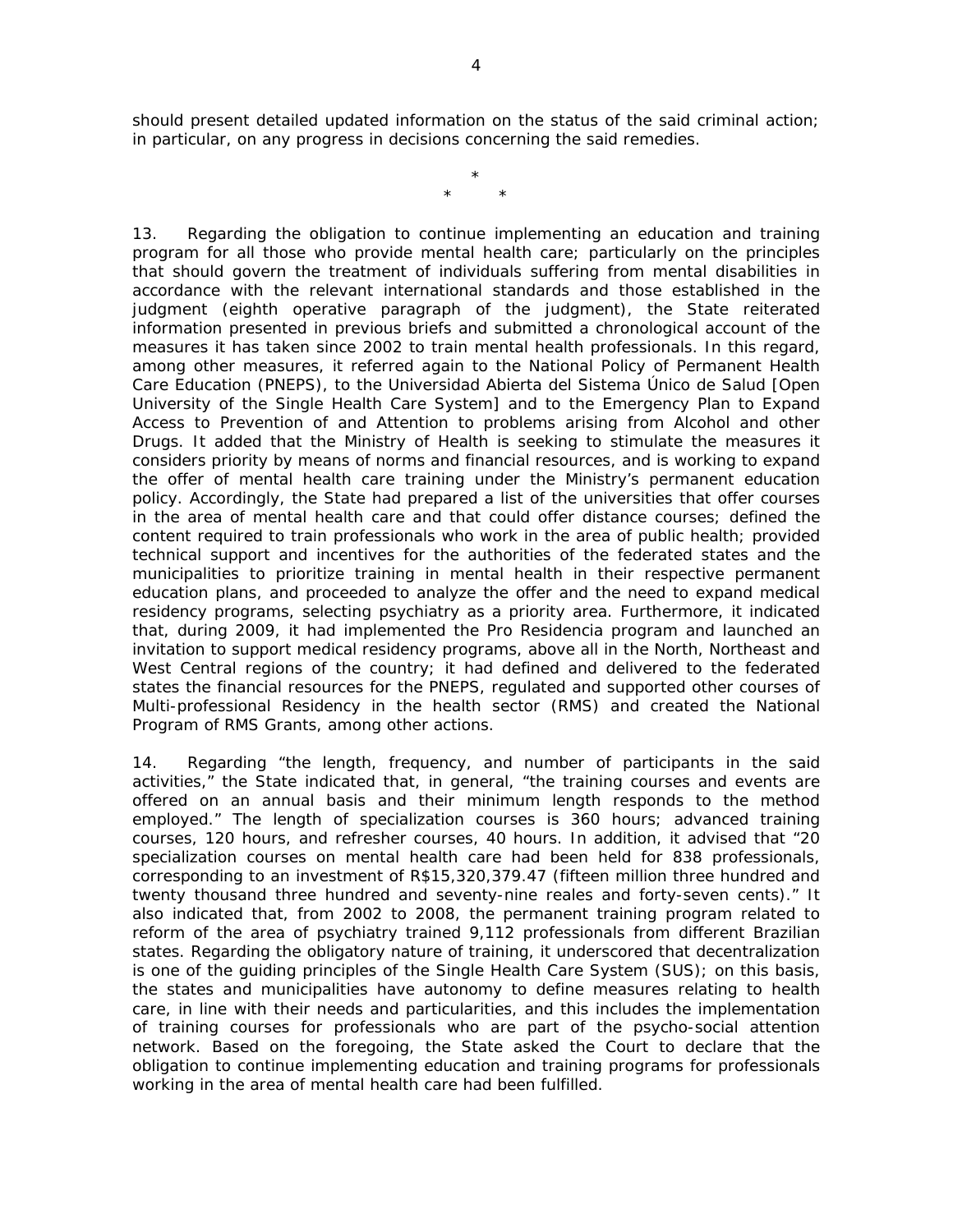should present detailed updated information on the status of the said criminal action; in particular, on any progress in decisions concerning the said remedies.

*

\*        *

13. Regarding the obligation to continue implementing an education and training program for all those who provide mental health care; particularly on the principles that should govern the treatment of individuals suffering from mental disabilities in accordance with the relevant international standards and those established in the judgment (eighth operative paragraph of the judgment), the State reiterated information presented in previous briefs and submitted a chronological account of the measures it has taken since 2002 to train mental health professionals. In this regard, among other measures, it referred again to the National Policy of Permanent Health Care Education (PNEPS), to the Universidad Abierta del Sistema Único de Salud [Open University of the Single Health Care System] and to the Emergency Plan to Expand Access to Prevention of and Attention to problems arising from Alcohol and other Drugs. It added that the Ministry of Health is seeking to stimulate the measures it considers priority by means of norms and financial resources, and is working to expand the offer of mental health care training under the Ministry's permanent education policy. Accordingly, the State had prepared a list of the universities that offer courses in the area of mental health care and that could offer distance courses; defined the content required to train professionals who work in the area of public health; provided technical support and incentives for the authorities of the federated states and the municipalities to prioritize training in mental health in their respective permanent education plans, and proceeded to analyze the offer and the need to expand medical residency programs, selecting psychiatry as a priority area. Furthermore, it indicated that, during 2009, it had implemented the Pro Residencia program and launched an invitation to support medical residency programs, above all in the North, Northeast and West Central regions of the country; it had defined and delivered to the federated states the financial resources for the PNEPS, regulated and supported other courses of Multi-professional Residency in the health sector (RMS) and created the National Program of RMS Grants, among other actions.

14. Regarding "the length, frequency, and number of participants in the said activities," the State indicated that, in general, "the training courses and events are offered on an annual basis and their minimum length responds to the method employed." The length of specialization courses is 360 hours; advanced training courses, 120 hours, and refresher courses, 40 hours. In addition, it advised that "20 specialization courses on mental health care had been held for 838 professionals, corresponding to an investment of R$15,320,379.47 (fifteen million three hundred and twenty thousand three hundred and seventy-nine reales and forty-seven cents)." It also indicated that, from 2002 to 2008, the permanent training program related to reform of the area of psychiatry trained 9,112 professionals from different Brazilian states. Regarding the obligatory nature of training, it underscored that decentralization is one of the guiding principles of the Single Health Care System (SUS); on this basis, the states and municipalities have autonomy to define measures relating to health care, in line with their needs and particularities, and this includes the implementation of training courses for professionals who are part of the psycho-social attention network. Based on the foregoing, the State asked the Court to declare that the obligation to continue implementing education and training programs for professionals working in the area of mental health care had been fulfilled.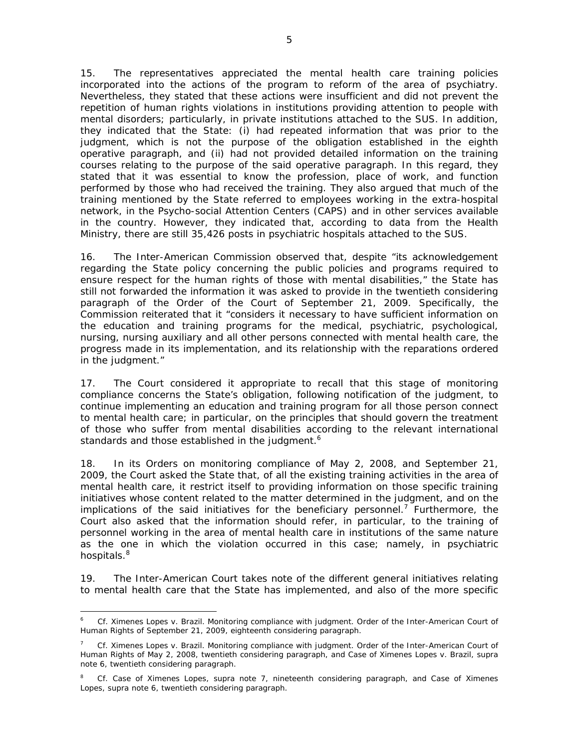15. The representatives appreciated the mental health care training policies incorporated into the actions of the program to reform of the area of psychiatry. Nevertheless, they stated that these actions were insufficient and did not prevent the repetition of human rights violations in institutions providing attention to people with mental disorders; particularly, in private institutions attached to the SUS. In addition, they indicated that the State: (i) had repeated information that was prior to the judgment, which is not the purpose of the obligation established in the eighth operative paragraph, and (ii) had not provided detailed information on the training courses relating to the purpose of the said operative paragraph. In this regard, they stated that it was essential to know the profession, place of work, and function performed by those who had received the training. They also argued that much of the training mentioned by the State referred to employees working in the extra-hospital network, in the Psycho-social Attention Centers (CAPS) and in other services available in the country. However, they indicated that, according to data from the Health Ministry, there are still 35,426 posts in psychiatric hospitals attached to the SUS.

16. The Inter-American Commission observed that, despite "its acknowledgement regarding the State policy concerning the public policies and programs required to ensure respect for the human rights of those with mental disabilities," the State has still not forwarded the information it was asked to provide in the twentieth considering paragraph of the Order of the Court of September 21, 2009. Specifically, the Commission reiterated that it "considers it necessary to have sufficient information on the education and training programs for the medical, psychiatric, psychological, nursing, nursing auxiliary and all other persons connected with mental health care, the progress made in its implementation, and its relationship with the reparations ordered in the judgment."

17. The Court considered it appropriate to recall that this stage of monitoring compliance concerns the State's obligation, following notification of the judgment, to continue implementing an education and training program for all those person connect to mental health care; in particular, on the principles that should govern the treatment of those who suffer from mental disabilities according to the relevant international standards and those established in the judgment.[6]

18. In its Orders on monitoring compliance of May 2, 2008, and September 21, 2009, the Court asked the State that, of all the existing training activities in the area of mental health care, it restrict itself to providing information on those specific training initiatives whose content related to the matter determined in the judgment, and on the implications of the said initiatives for the beneficiary personnel.[7] Furthermore, the Court also asked that the information should refer, in particular, to the training of personnel working in the area of mental health care in institutions of the same nature as the one in which the violation occurred in this case; namely, in psychiatric hospitals.[8]

19. The Inter-American Court takes note of the different general initiatives relating to mental health care that the State has implemented, and also of the more specific

---

[6] *Cf. Ximenes Lopes v. Brazil. Monitoring compliance with judgment.* Order of the Inter-American Court of Human Rights of September 21, 2009, eighteenth considering paragraph.

[7] *Cf. Ximenes Lopes v. Brazil. Monitoring compliance with judgment.* Order of the Inter-American Court of Human Rights of May 2, 2008, twentieth considering paragraph, and *Case of Ximenes Lopes v. Brazil, supra* note 6, twentieth considering paragraph.

[8] *Cf. Case of Ximenes Lopes, supra* note 7, nineteenth considering paragraph, and *Case of Ximenes Lopes, supra* note 6, twentieth considering paragraph.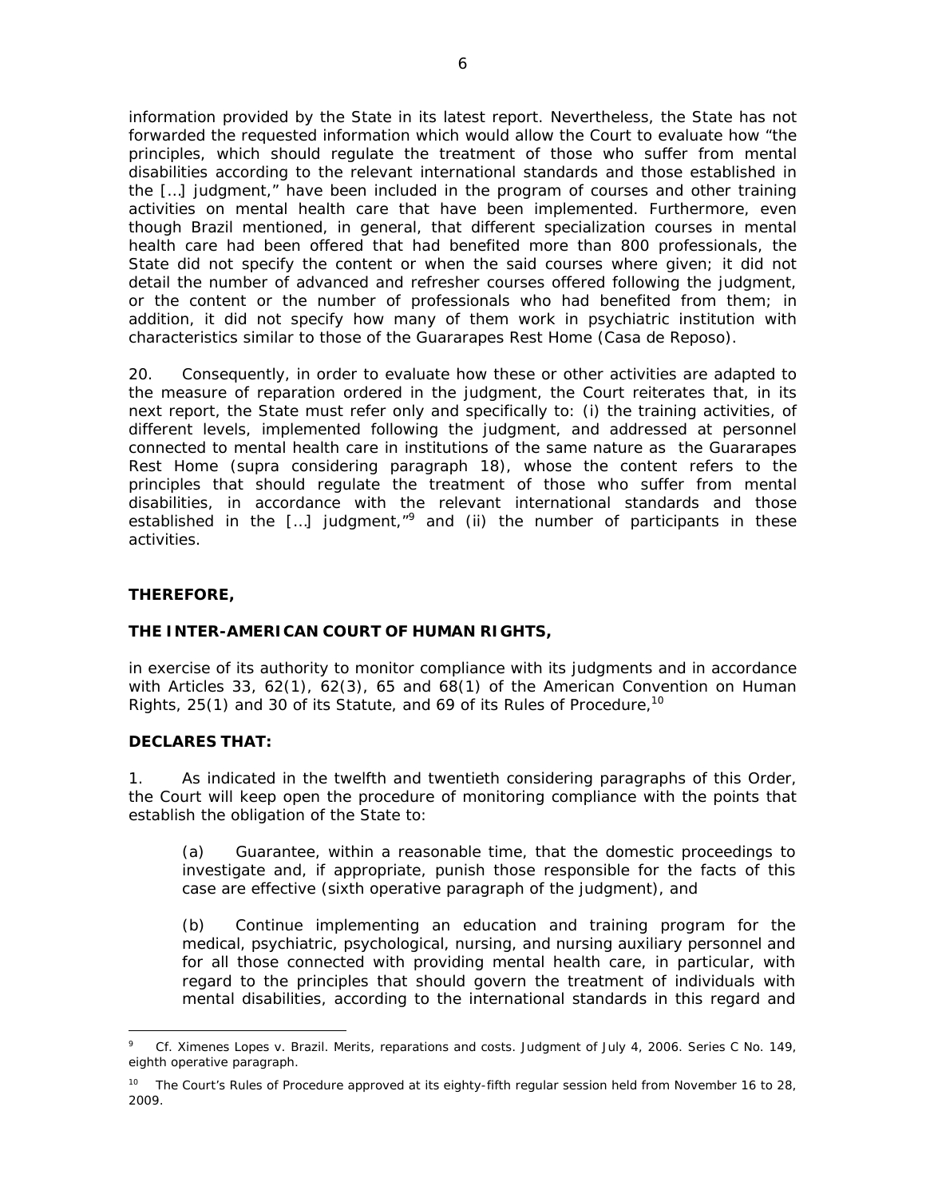information provided by the State in its latest report. Nevertheless, the State has not forwarded the requested information which would allow the Court to evaluate how "the principles, which should regulate the treatment of those who suffer from mental disabilities according to the relevant international standards and those established in the […] judgment," have been included in the program of courses and other training activities on mental health care that have been implemented. Furthermore, even though Brazil mentioned, in general, that different specialization courses in mental health care had been offered that had benefited more than 800 professionals, the State did not specify the content or when the said courses where given; it did not detail the number of advanced and refresher courses offered following the judgment, or the content or the number of professionals who had benefited from them; in addition, it did not specify how many of them work in psychiatric institution with characteristics similar to those of the Guararapes Rest Home (*Casa de Reposo*).

20. Consequently, in order to evaluate how these or other activities are adapted to the measure of reparation ordered in the judgment, the Court reiterates that, in its next report, the State must refer only and specifically to: (i) the training activities, of different levels, implemented following the judgment, and addressed at personnel connected to mental health care in institutions of the same nature as the Guararapes Rest Home (*supra* considering paragraph 18), whose the content refers to the principles that should regulate the treatment of those who suffer from mental disabilities, in accordance with the relevant international standards and those established in the […] judgment,"[9] and (ii) the number of participants in these activities.

**THEREFORE,**

**THE INTER-AMERICAN COURT OF HUMAN RIGHTS,**

in exercise of its authority to monitor compliance with its judgments and in accordance with Articles 33, 62(1), 62(3), 65 and 68(1) of the American Convention on Human Rights, 25(1) and 30 of its Statute, and 69 of its Rules of Procedure,[10]

**DECLARES THAT:**

1. As indicated in the twelfth and twentieth considering paragraphs of this Order, the Court will keep open the procedure of monitoring compliance with the points that establish the obligation of the State to:

(a) Guarantee, within a reasonable time, that the domestic proceedings to investigate and, if appropriate, punish those responsible for the facts of this case are effective (*sixth operative paragraph of the judgment*), and

(b) Continue implementing an education and training program for the medical, psychiatric, psychological, nursing, and nursing auxiliary personnel and for all those connected with providing mental health care, in particular, with regard to the principles that should govern the treatment of individuals with mental disabilities, according to the international standards in this regard and

---

[9] *Cf. Ximenes Lopes v. Brazil. Merits, reparations and costs.* Judgment of July 4, 2006. Series C No. 149, eighth operative paragraph.

[10] The Court's Rules of Procedure approved at its eighty-fifth regular session held from November 16 to 28, 2009.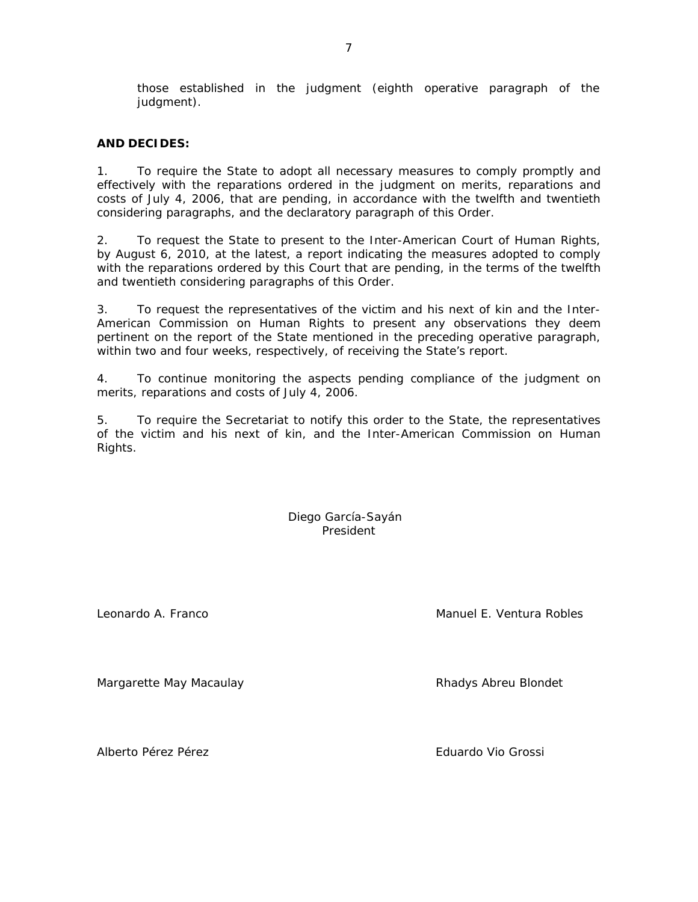those established in the judgment (eighth operative paragraph of the judgment).

**AND DECIDES:**

1. To require the State to adopt all necessary measures to comply promptly and effectively with the reparations ordered in the judgment on merits, reparations and costs of July 4, 2006, that are pending, in accordance with the twelfth and twentieth considering paragraphs, and the declaratory paragraph of this Order.

2. To request the State to present to the Inter-American Court of Human Rights, by August 6, 2010, at the latest, a report indicating the measures adopted to comply with the reparations ordered by this Court that are pending, in the terms of the twelfth and twentieth considering paragraphs of this Order.

3. To request the representatives of the victim and his next of kin and the Inter-American Commission on Human Rights to present any observations they deem pertinent on the report of the State mentioned in the preceding operative paragraph, within two and four weeks, respectively, of receiving the State's report.

4. To continue monitoring the aspects pending compliance of the judgment on merits, reparations and costs of July 4, 2006.

5. To require the Secretariat to notify this order to the State, the representatives of the victim and his next of kin, and the Inter-American Commission on Human Rights.

Diego García-Sayán
President

Leonardo A. Franco

Manuel E. Ventura Robles

Margarette May Macaulay

Rhadys Abreu Blondet

Alberto Pérez Pérez

Eduardo Vio Grossi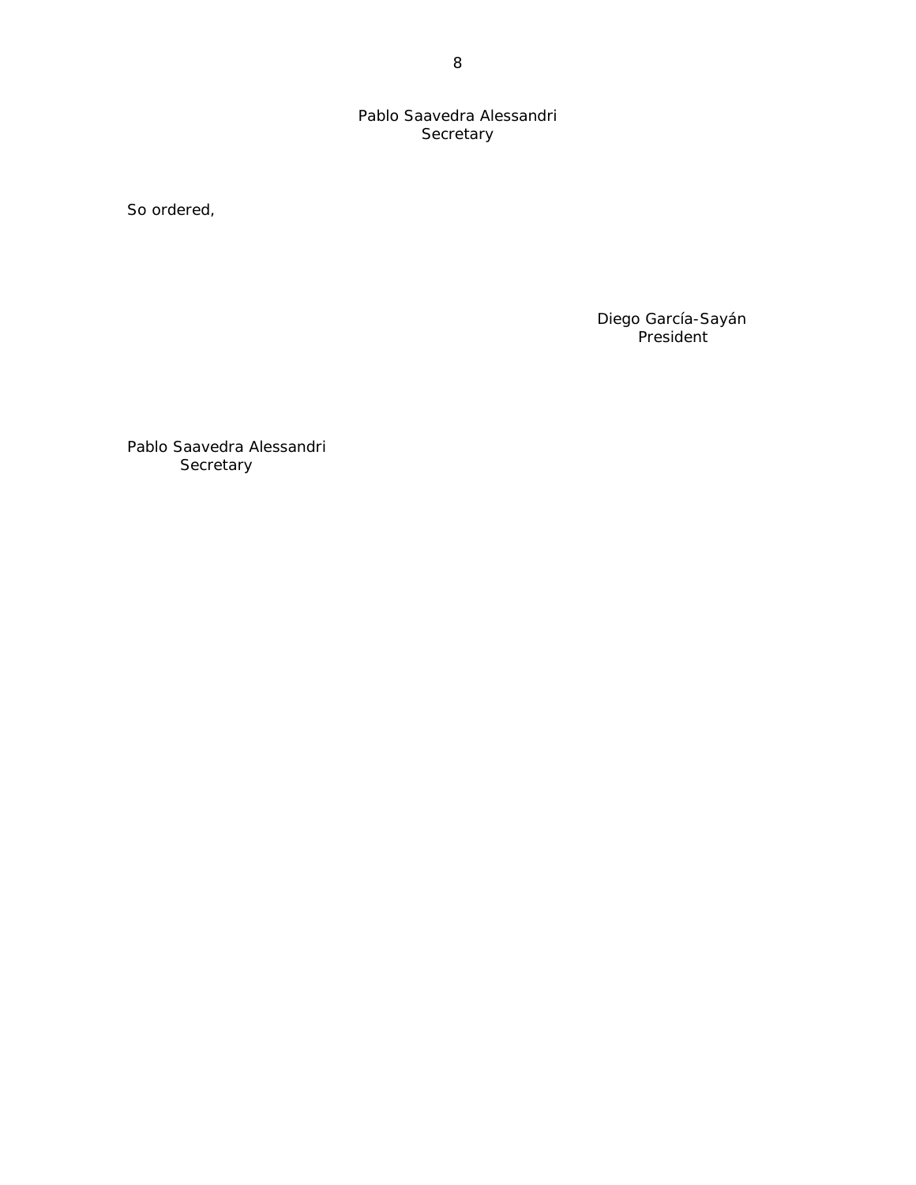Pablo Saavedra Alessandri
Secretary

So ordered,

Diego García-Sayán
President

Pablo Saavedra Alessandri
Secretary